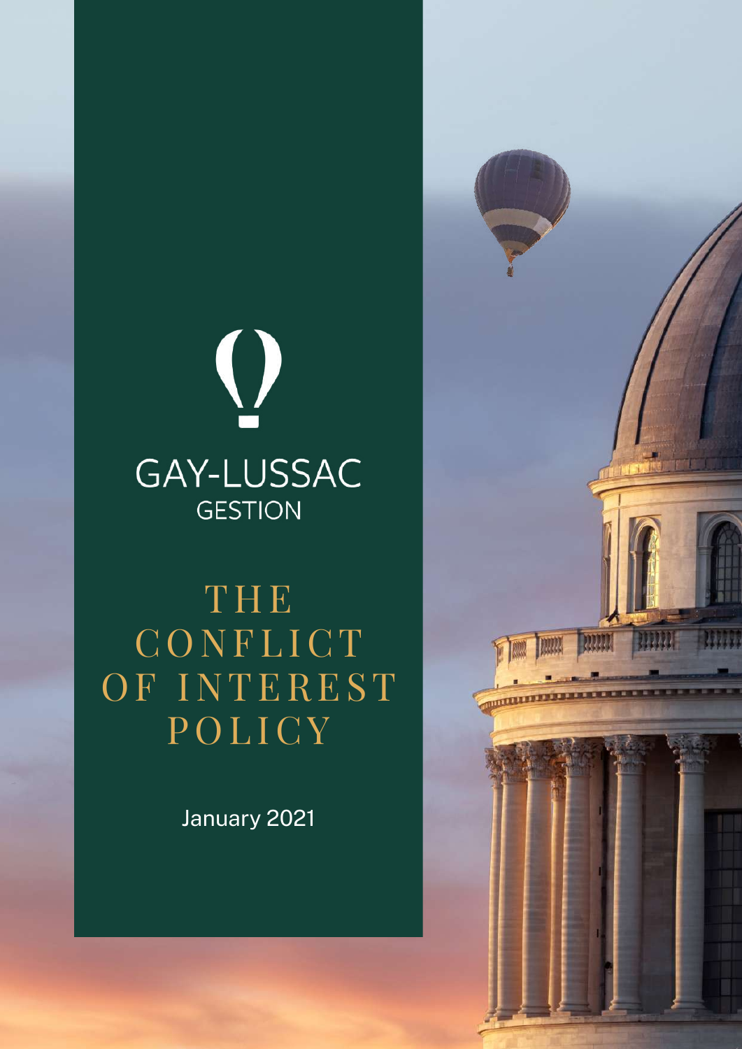GAY-LUSSAC
GESTION

# THE CONFLICT OF INTEREST POLICY

January 2021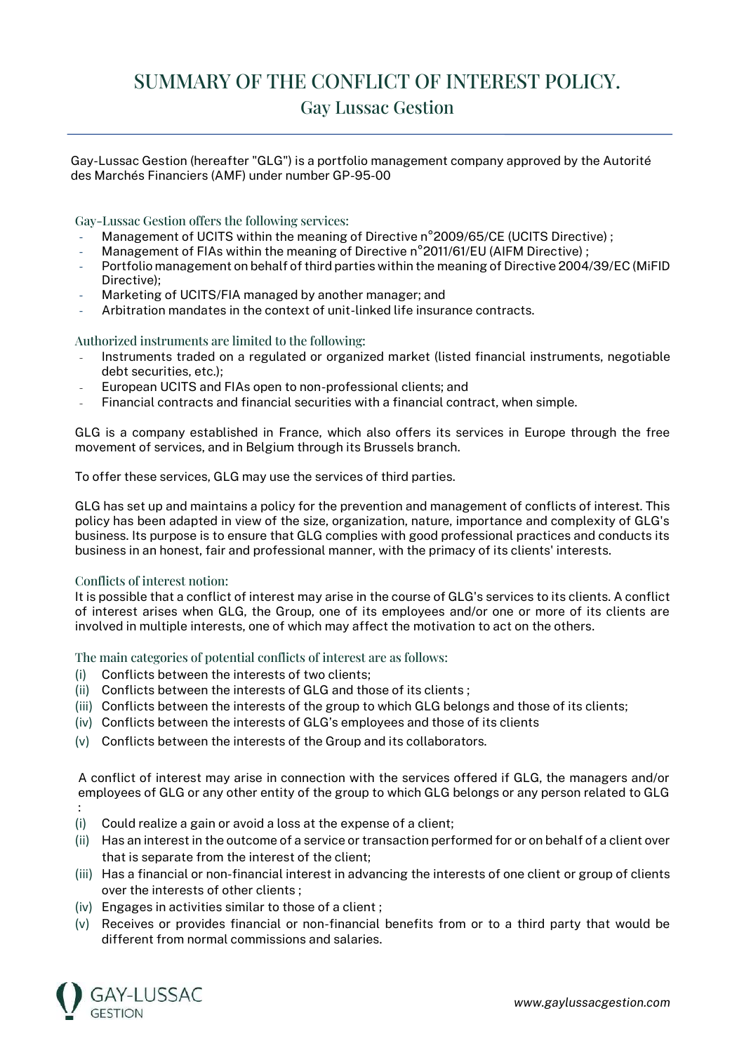# SUMMARY OF THE CONFLICT OF INTEREST POLICY.

## Gay Lussac Gestion

Gay-Lussac Gestion (hereafter "GLG") is a portfolio management company approved by the Autorité des Marchés Financiers (AMF) under number GP-95-00

### Gay-Lussac Gestion offers the following services:

- Management of UCITS within the meaning of Directive n°2009/65/CE (UCITS Directive) ;
- Management of FIAs within the meaning of Directive n°2011/61/EU (AIFM Directive) ;
- Portfolio management on behalf of third parties within the meaning of Directive 2004/39/EC (MiFID Directive);
- Marketing of UCITS/FIA managed by another manager; and
- Arbitration mandates in the context of unit-linked life insurance contracts.

### Authorized instruments are limited to the following:

- Instruments traded on a regulated or organized market (listed financial instruments, negotiable debt securities, etc.);
- European UCITS and FIAs open to non-professional clients; and
- Financial contracts and financial securities with a financial contract, when simple.

GLG is a company established in France, which also offers its services in Europe through the free movement of services, and in Belgium through its Brussels branch.

To offer these services, GLG may use the services of third parties.

GLG has set up and maintains a policy for the prevention and management of conflicts of interest. This policy has been adapted in view of the size, organization, nature, importance and complexity of GLG's business. Its purpose is to ensure that GLG complies with good professional practices and conducts its business in an honest, fair and professional manner, with the primacy of its clients' interests.

### Conflicts of interest notion:

It is possible that a conflict of interest may arise in the course of GLG's services to its clients. A conflict of interest arises when GLG, the Group, one of its employees and/or one or more of its clients are involved in multiple interests, one of which may affect the motivation to act on the others.

### The main categories of potential conflicts of interest are as follows:

(i) Conflicts between the interests of two clients;
(ii) Conflicts between the interests of GLG and those of its clients ;
(iii) Conflicts between the interests of the group to which GLG belongs and those of its clients;
(iv) Conflicts between the interests of GLG's employees and those of its clients
(v) Conflicts between the interests of the Group and its collaborators.

A conflict of interest may arise in connection with the services offered if GLG, the managers and/or employees of GLG or any other entity of the group to which GLG belongs or any person related to GLG :

(i) Could realize a gain or avoid a loss at the expense of a client;
(ii) Has an interest in the outcome of a service or transaction performed for or on behalf of a client over that is separate from the interest of the client;
(iii) Has a financial or non-financial interest in advancing the interests of one client or group of clients over the interests of other clients ;
(iv) Engages in activities similar to those of a client ;
(v) Receives or provides financial or non-financial benefits from or to a third party that would be different from normal commissions and salaries.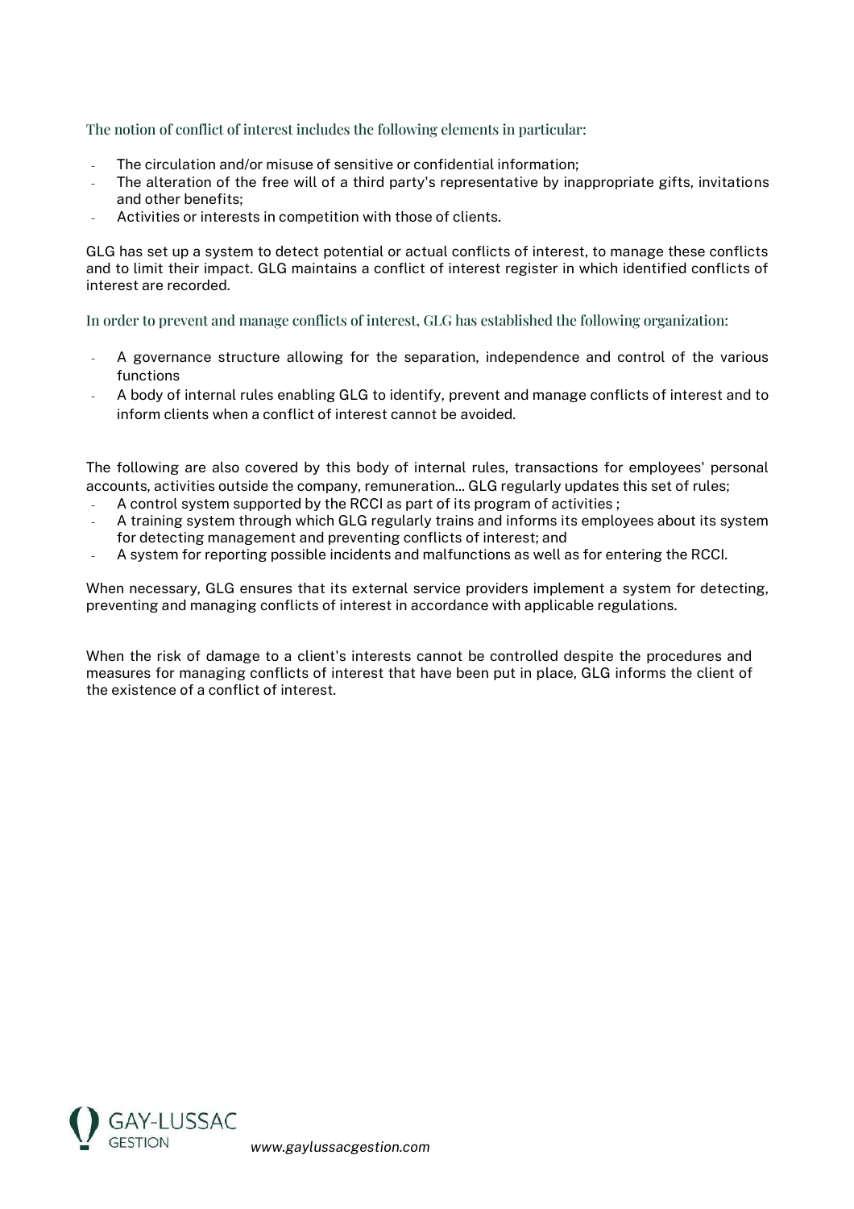### The notion of conflict of interest includes the following elements in particular:

- The circulation and/or misuse of sensitive or confidential information;
- The alteration of the free will of a third party's representative by inappropriate gifts, invitations and other benefits;
- Activities or interests in competition with those of clients.

GLG has set up a system to detect potential or actual conflicts of interest, to manage these conflicts and to limit their impact. GLG maintains a conflict of interest register in which identified conflicts of interest are recorded.

### In order to prevent and manage conflicts of interest, GLG has established the following organization:

- A governance structure allowing for the separation, independence and control of the various functions
- A body of internal rules enabling GLG to identify, prevent and manage conflicts of interest and to inform clients when a conflict of interest cannot be avoided.

The following are also covered by this body of internal rules, transactions for employees' personal accounts, activities outside the company, remuneration... GLG regularly updates this set of rules;

- A control system supported by the RCCI as part of its program of activities ;
- A training system through which GLG regularly trains and informs its employees about its system for detecting management and preventing conflicts of interest; and
- A system for reporting possible incidents and malfunctions as well as for entering the RCCI.

When necessary, GLG ensures that its external service providers implement a system for detecting, preventing and managing conflicts of interest in accordance with applicable regulations.

When the risk of damage to a client's interests cannot be controlled despite the procedures and measures for managing conflicts of interest that have been put in place, GLG informs the client of the existence of a conflict of interest.